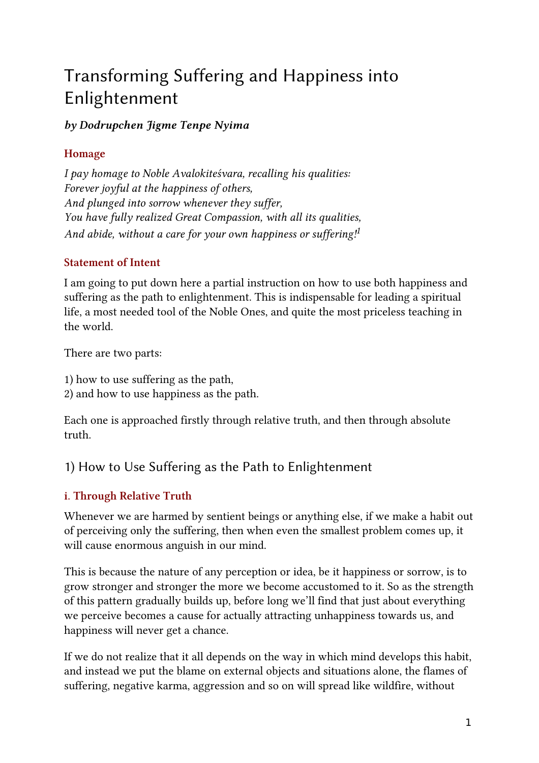# Transforming Suffering and Happiness into Enlightenment

***by Dodrupchen Jigme Tenpe Nyima***

### Homage

*I pay homage to Noble Avalokiteśvara, recalling his qualities:*
*Forever joyful at the happiness of others,*
*And plunged into sorrow whenever they suffer,*
*You have fully realized Great Compassion, with all its qualities,*
*And abide, without a care for your own happiness or suffering!*[1]

### Statement of Intent

I am going to put down here a partial instruction on how to use both happiness and suffering as the path to enlightenment. This is indispensable for leading a spiritual life, a most needed tool of the Noble Ones, and quite the most priceless teaching in the world.

There are two parts:

1) how to use suffering as the path,
2) and how to use happiness as the path.

Each one is approached firstly through relative truth, and then through absolute truth.

## 1) How to Use Suffering as the Path to Enlightenment

### i. Through Relative Truth

Whenever we are harmed by sentient beings or anything else, if we make a habit out of perceiving only the suffering, then when even the smallest problem comes up, it will cause enormous anguish in our mind.

This is because the nature of any perception or idea, be it happiness or sorrow, is to grow stronger and stronger the more we become accustomed to it. So as the strength of this pattern gradually builds up, before long we'll find that just about everything we perceive becomes a cause for actually attracting unhappiness towards us, and happiness will never get a chance.

If we do not realize that it all depends on the way in which mind develops this habit, and instead we put the blame on external objects and situations alone, the flames of suffering, negative karma, aggression and so on will spread like wildfire, without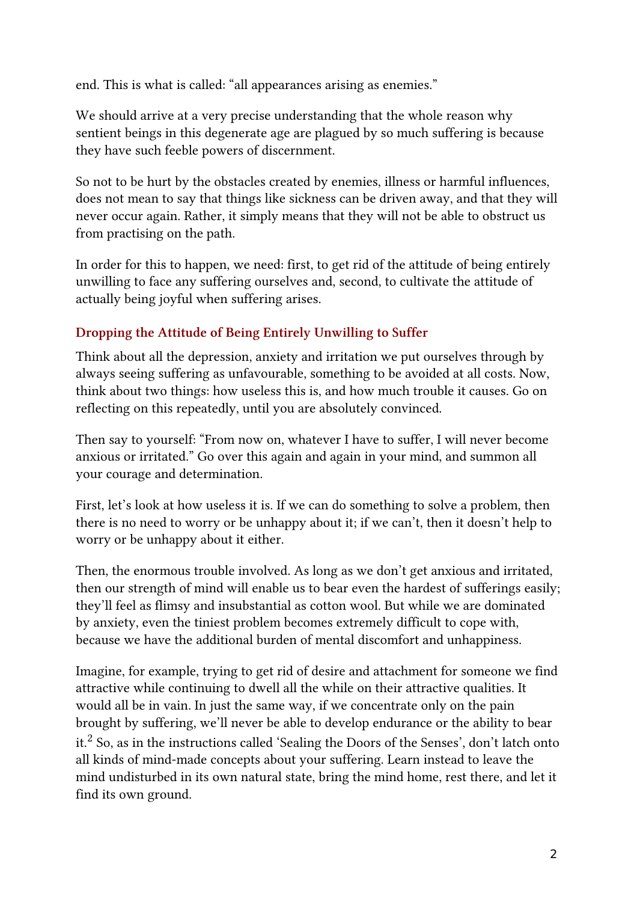end. This is what is called: “all appearances arising as enemies.”

We should arrive at a very precise understanding that the whole reason why sentient beings in this degenerate age are plagued by so much suffering is because they have such feeble powers of discernment.

So not to be hurt by the obstacles created by enemies, illness or harmful influences, does not mean to say that things like sickness can be driven away, and that they will never occur again. Rather, it simply means that they will not be able to obstruct us from practising on the path.

In order for this to happen, we need: first, to get rid of the attitude of being entirely unwilling to face any suffering ourselves and, second, to cultivate the attitude of actually being joyful when suffering arises.

### Dropping the Attitude of Being Entirely Unwilling to Suffer

Think about all the depression, anxiety and irritation we put ourselves through by always seeing suffering as unfavourable, something to be avoided at all costs. Now, think about two things: how useless this is, and how much trouble it causes. Go on reflecting on this repeatedly, until you are absolutely convinced.

Then say to yourself: “From now on, whatever I have to suffer, I will never become anxious or irritated.” Go over this again and again in your mind, and summon all your courage and determination.

First, let’s look at how useless it is. If we can do something to solve a problem, then there is no need to worry or be unhappy about it; if we can’t, then it doesn’t help to worry or be unhappy about it either.

Then, the enormous trouble involved. As long as we don’t get anxious and irritated, then our strength of mind will enable us to bear even the hardest of sufferings easily; they’ll feel as flimsy and insubstantial as cotton wool. But while we are dominated by anxiety, even the tiniest problem becomes extremely difficult to cope with, because we have the additional burden of mental discomfort and unhappiness.

Imagine, for example, trying to get rid of desire and attachment for someone we find attractive while continuing to dwell all the while on their attractive qualities. It would all be in vain. In just the same way, if we concentrate only on the pain brought by suffering, we’ll never be able to develop endurance or the ability to bear it.[2] So, as in the instructions called ‘Sealing the Doors of the Senses’, don’t latch onto all kinds of mind-made concepts about your suffering. Learn instead to leave the mind undisturbed in its own natural state, bring the mind home, rest there, and let it find its own ground.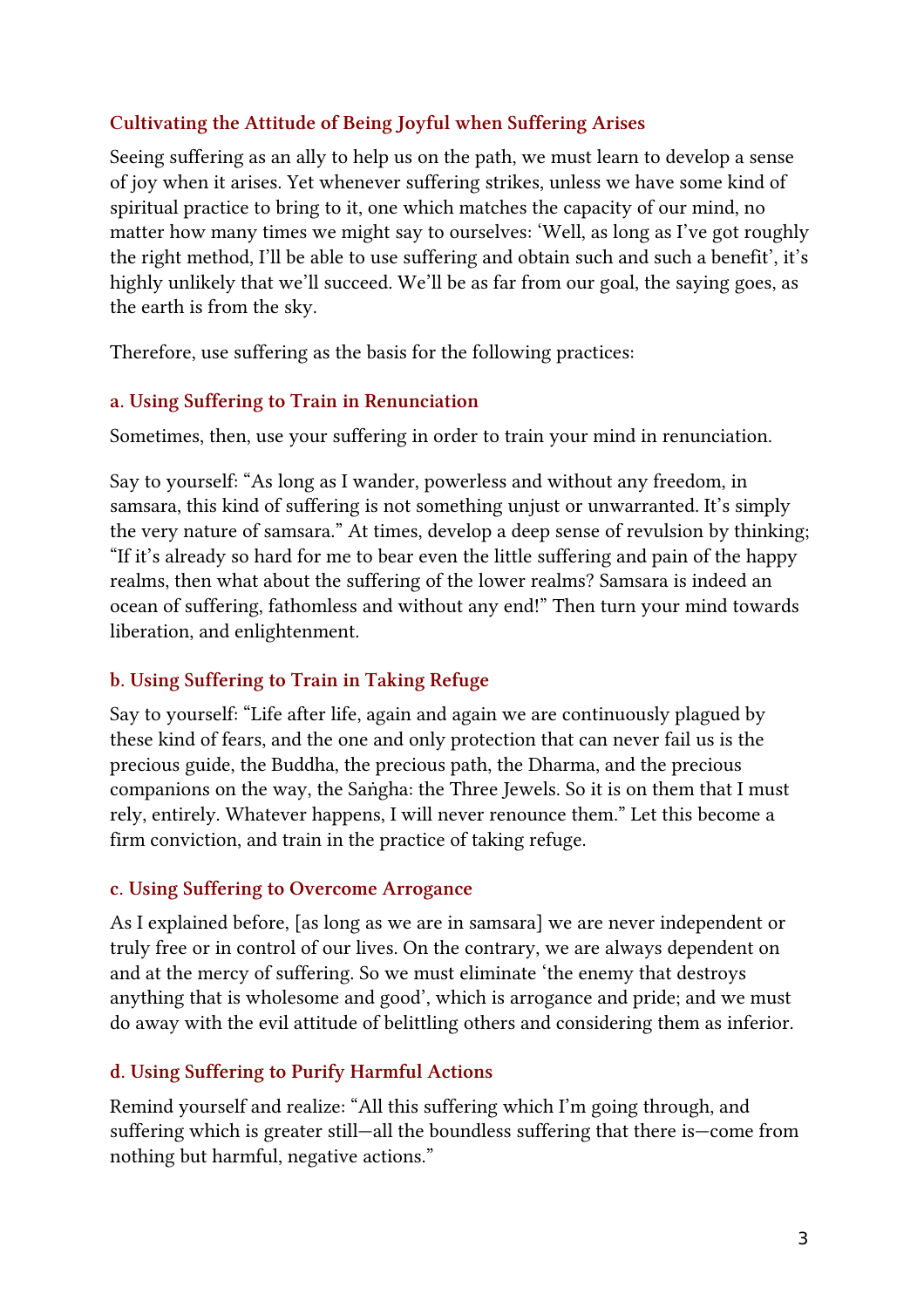## Cultivating the Attitude of Being Joyful when Suffering Arises

Seeing suffering as an ally to help us on the path, we must learn to develop a sense of joy when it arises. Yet whenever suffering strikes, unless we have some kind of spiritual practice to bring to it, one which matches the capacity of our mind, no matter how many times we might say to ourselves: 'Well, as long as I've got roughly the right method, I'll be able to use suffering and obtain such and such a benefit', it's highly unlikely that we'll succeed. We'll be as far from our goal, the saying goes, as the earth is from the sky.

Therefore, use suffering as the basis for the following practices:

### a. Using Suffering to Train in Renunciation

Sometimes, then, use your suffering in order to train your mind in renunciation.

Say to yourself: "As long as I wander, powerless and without any freedom, in samsara, this kind of suffering is not something unjust or unwarranted. It's simply the very nature of samsara." At times, develop a deep sense of revulsion by thinking; "If it's already so hard for me to bear even the little suffering and pain of the happy realms, then what about the suffering of the lower realms? Samsara is indeed an ocean of suffering, fathomless and without any end!" Then turn your mind towards liberation, and enlightenment.

### b. Using Suffering to Train in Taking Refuge

Say to yourself: "Life after life, again and again we are continuously plagued by these kind of fears, and the one and only protection that can never fail us is the precious guide, the Buddha, the precious path, the Dharma, and the precious companions on the way, the Saṅgha: the Three Jewels. So it is on them that I must rely, entirely. Whatever happens, I will never renounce them." Let this become a firm conviction, and train in the practice of taking refuge.

### c. Using Suffering to Overcome Arrogance

As I explained before, [as long as we are in samsara] we are never independent or truly free or in control of our lives. On the contrary, we are always dependent on and at the mercy of suffering. So we must eliminate 'the enemy that destroys anything that is wholesome and good', which is arrogance and pride; and we must do away with the evil attitude of belittling others and considering them as inferior.

### d. Using Suffering to Purify Harmful Actions

Remind yourself and realize: "All this suffering which I'm going through, and suffering which is greater still—all the boundless suffering that there is—come from nothing but harmful, negative actions."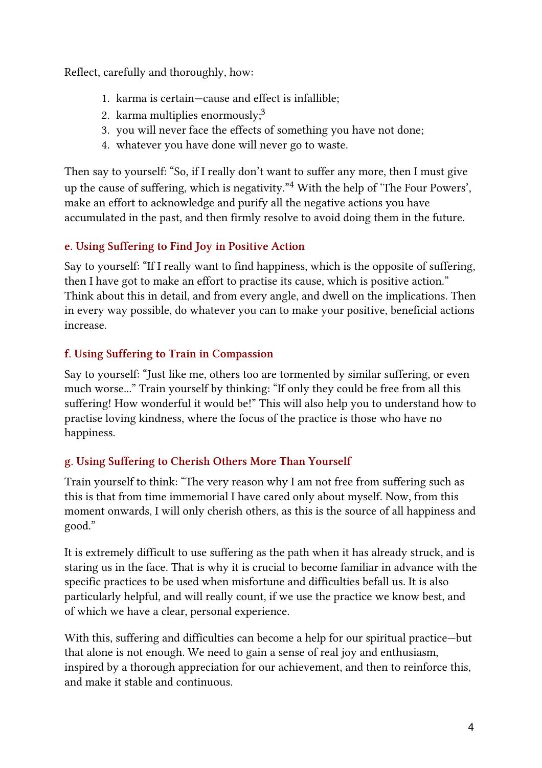Reflect, carefully and thoroughly, how:

1. karma is certain—cause and effect is infallible;
2. karma multiplies enormously;[3]
3. you will never face the effects of something you have not done;
4. whatever you have done will never go to waste.

Then say to yourself: "So, if I really don't want to suffer any more, then I must give up the cause of suffering, which is negativity."[4] With the help of 'The Four Powers', make an effort to acknowledge and purify all the negative actions you have accumulated in the past, and then firmly resolve to avoid doing them in the future.

### e. Using Suffering to Find Joy in Positive Action

Say to yourself: "If I really want to find happiness, which is the opposite of suffering, then I have got to make an effort to practise its cause, which is positive action." Think about this in detail, and from every angle, and dwell on the implications. Then in every way possible, do whatever you can to make your positive, beneficial actions increase.

### f. Using Suffering to Train in Compassion

Say to yourself: "Just like me, others too are tormented by similar suffering, or even much worse…" Train yourself by thinking: "If only they could be free from all this suffering! How wonderful it would be!" This will also help you to understand how to practise loving kindness, where the focus of the practice is those who have no happiness.

### g. Using Suffering to Cherish Others More Than Yourself

Train yourself to think: "The very reason why I am not free from suffering such as this is that from time immemorial I have cared only about myself. Now, from this moment onwards, I will only cherish others, as this is the source of all happiness and good."

It is extremely difficult to use suffering as the path when it has already struck, and is staring us in the face. That is why it is crucial to become familiar in advance with the specific practices to be used when misfortune and difficulties befall us. It is also particularly helpful, and will really count, if we use the practice we know best, and of which we have a clear, personal experience.

With this, suffering and difficulties can become a help for our spiritual practice—but that alone is not enough. We need to gain a sense of real joy and enthusiasm, inspired by a thorough appreciation for our achievement, and then to reinforce this, and make it stable and continuous.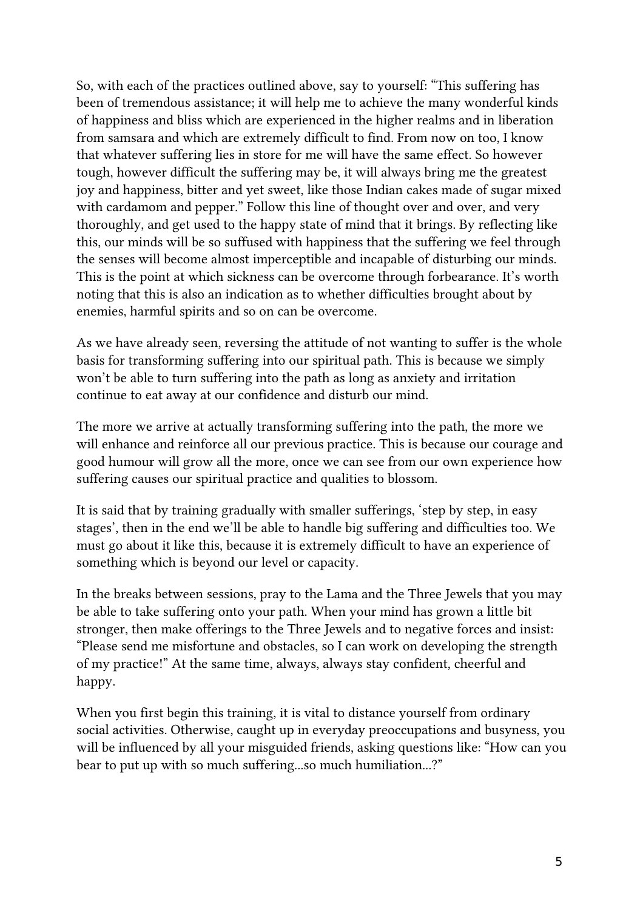So, with each of the practices outlined above, say to yourself: "This suffering has been of tremendous assistance; it will help me to achieve the many wonderful kinds of happiness and bliss which are experienced in the higher realms and in liberation from samsara and which are extremely difficult to find. From now on too, I know that whatever suffering lies in store for me will have the same effect. So however tough, however difficult the suffering may be, it will always bring me the greatest joy and happiness, bitter and yet sweet, like those Indian cakes made of sugar mixed with cardamom and pepper." Follow this line of thought over and over, and very thoroughly, and get used to the happy state of mind that it brings. By reflecting like this, our minds will be so suffused with happiness that the suffering we feel through the senses will become almost imperceptible and incapable of disturbing our minds. This is the point at which sickness can be overcome through forbearance. It's worth noting that this is also an indication as to whether difficulties brought about by enemies, harmful spirits and so on can be overcome.

As we have already seen, reversing the attitude of not wanting to suffer is the whole basis for transforming suffering into our spiritual path. This is because we simply won't be able to turn suffering into the path as long as anxiety and irritation continue to eat away at our confidence and disturb our mind.

The more we arrive at actually transforming suffering into the path, the more we will enhance and reinforce all our previous practice. This is because our courage and good humour will grow all the more, once we can see from our own experience how suffering causes our spiritual practice and qualities to blossom.

It is said that by training gradually with smaller sufferings, 'step by step, in easy stages', then in the end we'll be able to handle big suffering and difficulties too. We must go about it like this, because it is extremely difficult to have an experience of something which is beyond our level or capacity.

In the breaks between sessions, pray to the Lama and the Three Jewels that you may be able to take suffering onto your path. When your mind has grown a little bit stronger, then make offerings to the Three Jewels and to negative forces and insist: "Please send me misfortune and obstacles, so I can work on developing the strength of my practice!" At the same time, always, always stay confident, cheerful and happy.

When you first begin this training, it is vital to distance yourself from ordinary social activities. Otherwise, caught up in everyday preoccupations and busyness, you will be influenced by all your misguided friends, asking questions like: "How can you bear to put up with so much suffering…so much humiliation…?"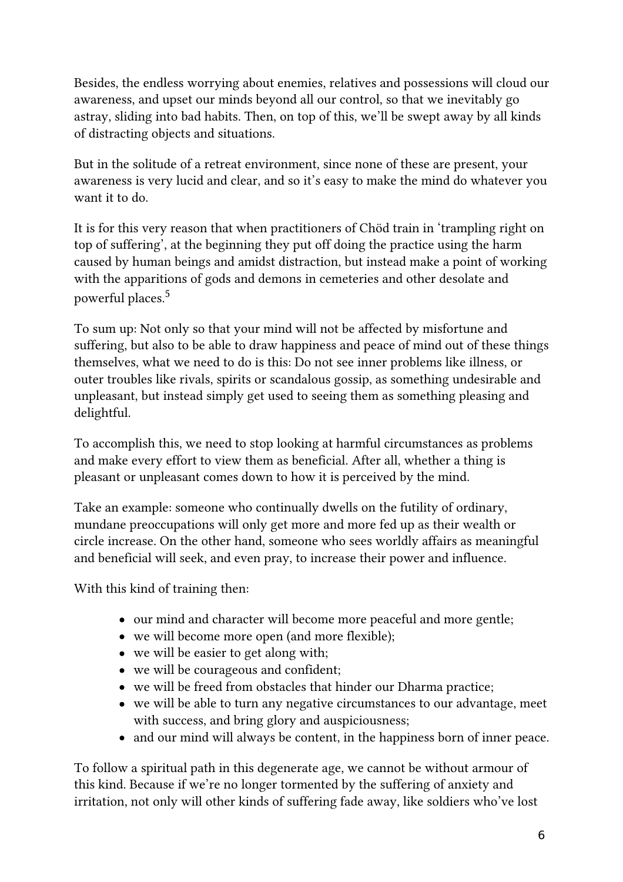Besides, the endless worrying about enemies, relatives and possessions will cloud our awareness, and upset our minds beyond all our control, so that we inevitably go astray, sliding into bad habits. Then, on top of this, we'll be swept away by all kinds of distracting objects and situations.

But in the solitude of a retreat environment, since none of these are present, your awareness is very lucid and clear, and so it's easy to make the mind do whatever you want it to do.

It is for this very reason that when practitioners of Chöd train in 'trampling right on top of suffering', at the beginning they put off doing the practice using the harm caused by human beings and amidst distraction, but instead make a point of working with the apparitions of gods and demons in cemeteries and other desolate and powerful places.[5]

To sum up: Not only so that your mind will not be affected by misfortune and suffering, but also to be able to draw happiness and peace of mind out of these things themselves, what we need to do is this: Do not see inner problems like illness, or outer troubles like rivals, spirits or scandalous gossip, as something undesirable and unpleasant, but instead simply get used to seeing them as something pleasing and delightful.

To accomplish this, we need to stop looking at harmful circumstances as problems and make every effort to view them as beneficial. After all, whether a thing is pleasant or unpleasant comes down to how it is perceived by the mind.

Take an example: someone who continually dwells on the futility of ordinary, mundane preoccupations will only get more and more fed up as their wealth or circle increase. On the other hand, someone who sees worldly affairs as meaningful and beneficial will seek, and even pray, to increase their power and influence.

With this kind of training then:

- our mind and character will become more peaceful and more gentle;
- we will become more open (and more flexible);
- we will be easier to get along with;
- we will be courageous and confident;
- we will be freed from obstacles that hinder our Dharma practice;
- we will be able to turn any negative circumstances to our advantage, meet with success, and bring glory and auspiciousness;
- and our mind will always be content, in the happiness born of inner peace.

To follow a spiritual path in this degenerate age, we cannot be without armour of this kind. Because if we're no longer tormented by the suffering of anxiety and irritation, not only will other kinds of suffering fade away, like soldiers who've lost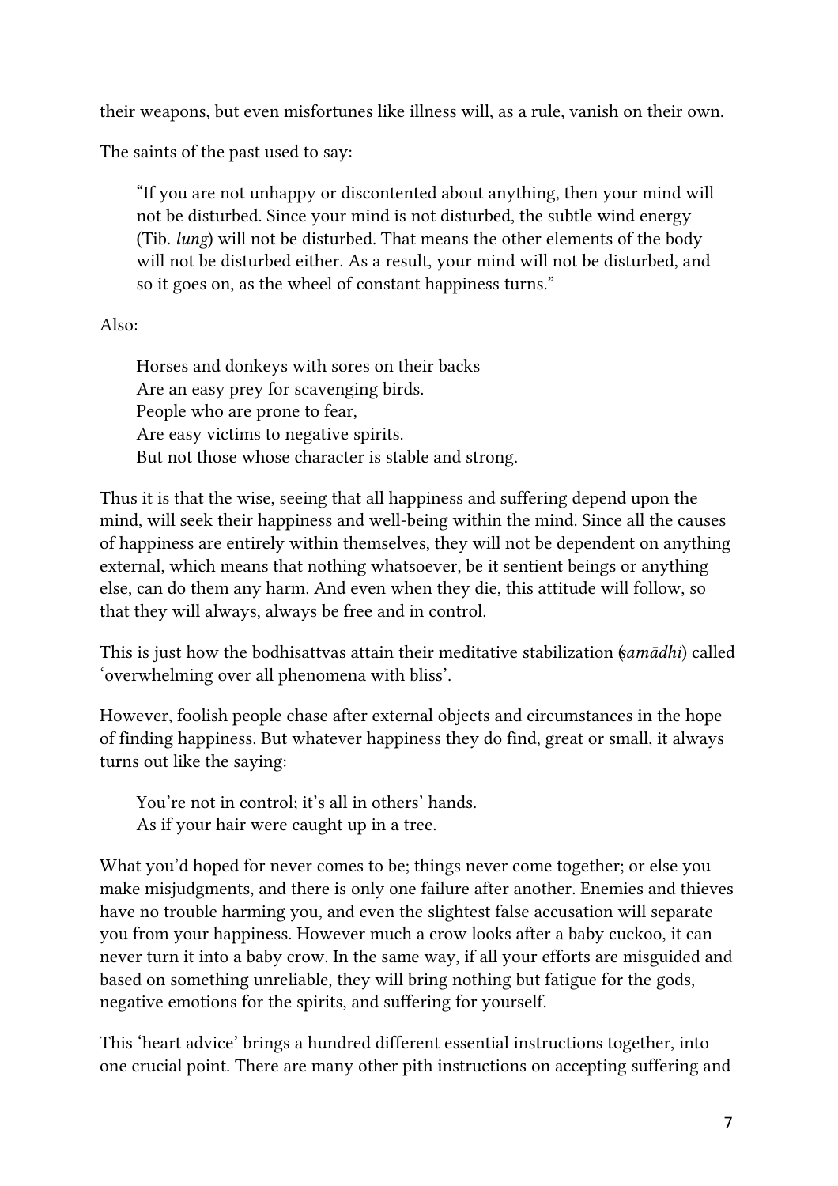their weapons, but even misfortunes like illness will, as a rule, vanish on their own.

The saints of the past used to say:

> "If you are not unhappy or discontented about anything, then your mind will not be disturbed. Since your mind is not disturbed, the subtle wind energy (Tib. *lung*) will not be disturbed. That means the other elements of the body will not be disturbed either. As a result, your mind will not be disturbed, and so it goes on, as the wheel of constant happiness turns."

Also:

> Horses and donkeys with sores on their backs
> Are an easy prey for scavenging birds.
> People who are prone to fear,
> Are easy victims to negative spirits.
> But not those whose character is stable and strong.

Thus it is that the wise, seeing that all happiness and suffering depend upon the mind, will seek their happiness and well-being within the mind. Since all the causes of happiness are entirely within themselves, they will not be dependent on anything external, which means that nothing whatsoever, be it sentient beings or anything else, can do them any harm. And even when they die, this attitude will follow, so that they will always, always be free and in control.

This is just how the bodhisattvas attain their meditative stabilization (*samādhi*) called 'overwhelming over all phenomena with bliss'.

However, foolish people chase after external objects and circumstances in the hope of finding happiness. But whatever happiness they do find, great or small, it always turns out like the saying:

> You're not in control; it's all in others' hands.
> As if your hair were caught up in a tree.

What you'd hoped for never comes to be; things never come together; or else you make misjudgments, and there is only one failure after another. Enemies and thieves have no trouble harming you, and even the slightest false accusation will separate you from your happiness. However much a crow looks after a baby cuckoo, it can never turn it into a baby crow. In the same way, if all your efforts are misguided and based on something unreliable, they will bring nothing but fatigue for the gods, negative emotions for the spirits, and suffering for yourself.

This 'heart advice' brings a hundred different essential instructions together, into one crucial point. There are many other pith instructions on accepting suffering and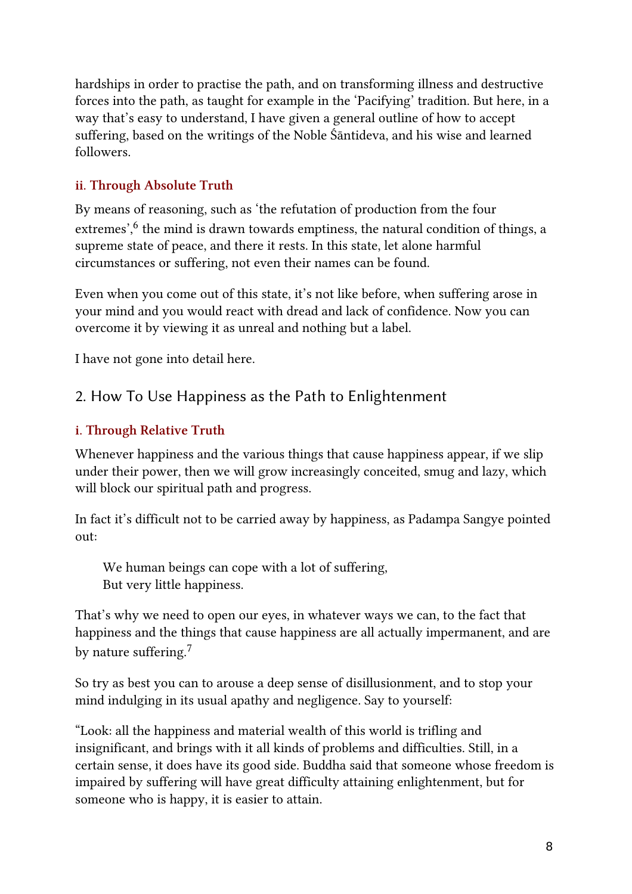hardships in order to practise the path, and on transforming illness and destructive forces into the path, as taught for example in the 'Pacifying' tradition. But here, in a way that's easy to understand, I have given a general outline of how to accept suffering, based on the writings of the Noble Śāntideva, and his wise and learned followers.

### ii. Through Absolute Truth

By means of reasoning, such as 'the refutation of production from the four extremes',[6] the mind is drawn towards emptiness, the natural condition of things, a supreme state of peace, and there it rests. In this state, let alone harmful circumstances or suffering, not even their names can be found.

Even when you come out of this state, it's not like before, when suffering arose in your mind and you would react with dread and lack of confidence. Now you can overcome it by viewing it as unreal and nothing but a label.

I have not gone into detail here.

## 2. How To Use Happiness as the Path to Enlightenment

### i. Through Relative Truth

Whenever happiness and the various things that cause happiness appear, if we slip under their power, then we will grow increasingly conceited, smug and lazy, which will block our spiritual path and progress.

In fact it's difficult not to be carried away by happiness, as Padampa Sangye pointed out:

> We human beings can cope with a lot of suffering,
> But very little happiness.

That's why we need to open our eyes, in whatever ways we can, to the fact that happiness and the things that cause happiness are all actually impermanent, and are by nature suffering.[7]

So try as best you can to arouse a deep sense of disillusionment, and to stop your mind indulging in its usual apathy and negligence. Say to yourself:

"Look: all the happiness and material wealth of this world is trifling and insignificant, and brings with it all kinds of problems and difficulties. Still, in a certain sense, it does have its good side. Buddha said that someone whose freedom is impaired by suffering will have great difficulty attaining enlightenment, but for someone who is happy, it is easier to attain.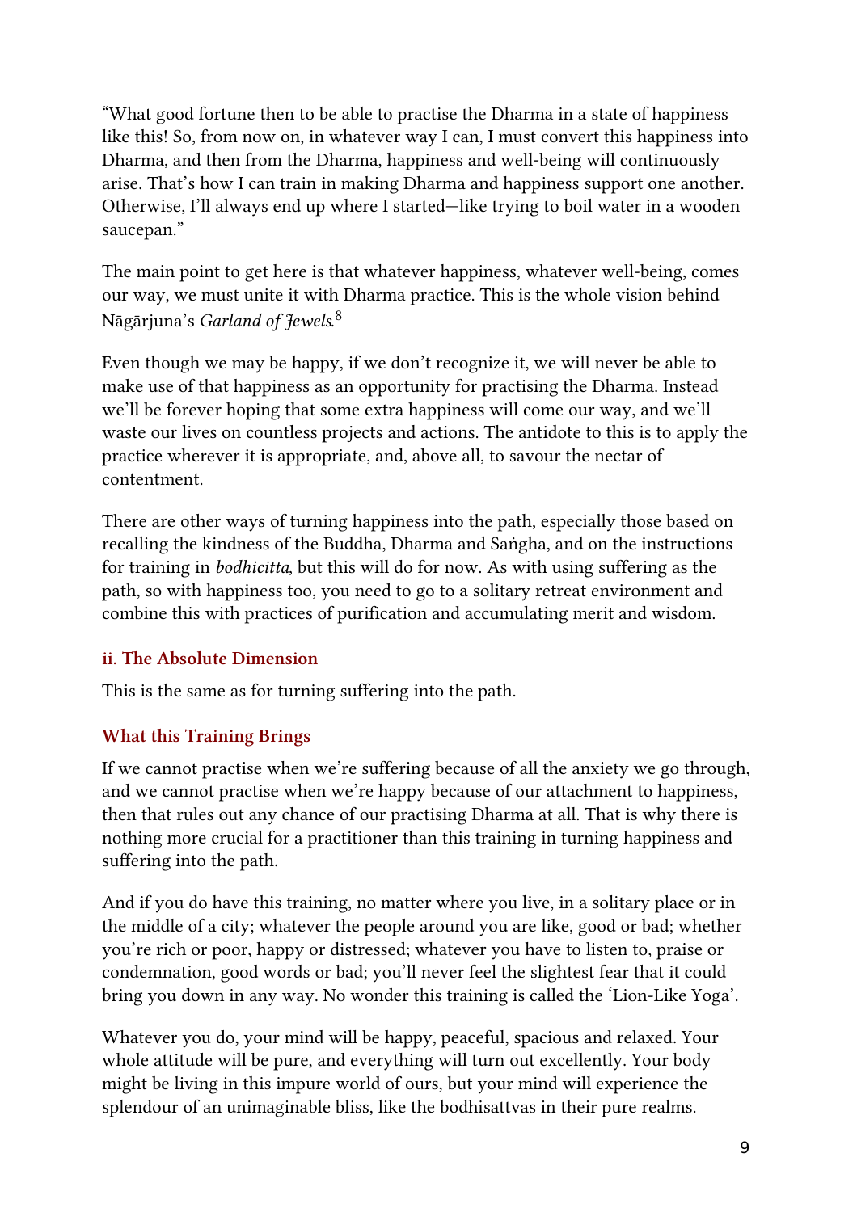"What good fortune then to be able to practise the Dharma in a state of happiness like this! So, from now on, in whatever way I can, I must convert this happiness into Dharma, and then from the Dharma, happiness and well-being will continuously arise. That's how I can train in making Dharma and happiness support one another. Otherwise, I'll always end up where I started—like trying to boil water in a wooden saucepan."

The main point to get here is that whatever happiness, whatever well-being, comes our way, we must unite it with Dharma practice. This is the whole vision behind Nāgārjuna's *Garland of Jewels*.[8]

Even though we may be happy, if we don't recognize it, we will never be able to make use of that happiness as an opportunity for practising the Dharma. Instead we'll be forever hoping that some extra happiness will come our way, and we'll waste our lives on countless projects and actions. The antidote to this is to apply the practice wherever it is appropriate, and, above all, to savour the nectar of contentment.

There are other ways of turning happiness into the path, especially those based on recalling the kindness of the Buddha, Dharma and Saṅgha, and on the instructions for training in *bodhicitta*, but this will do for now. As with using suffering as the path, so with happiness too, you need to go to a solitary retreat environment and combine this with practices of purification and accumulating merit and wisdom.

#### ii. The Absolute Dimension

This is the same as for turning suffering into the path.

### What this Training Brings

If we cannot practise when we're suffering because of all the anxiety we go through, and we cannot practise when we're happy because of our attachment to happiness, then that rules out any chance of our practising Dharma at all. That is why there is nothing more crucial for a practitioner than this training in turning happiness and suffering into the path.

And if you do have this training, no matter where you live, in a solitary place or in the middle of a city; whatever the people around you are like, good or bad; whether you're rich or poor, happy or distressed; whatever you have to listen to, praise or condemnation, good words or bad; you'll never feel the slightest fear that it could bring you down in any way. No wonder this training is called the 'Lion-Like Yoga'.

Whatever you do, your mind will be happy, peaceful, spacious and relaxed. Your whole attitude will be pure, and everything will turn out excellently. Your body might be living in this impure world of ours, but your mind will experience the splendour of an unimaginable bliss, like the bodhisattvas in their pure realms.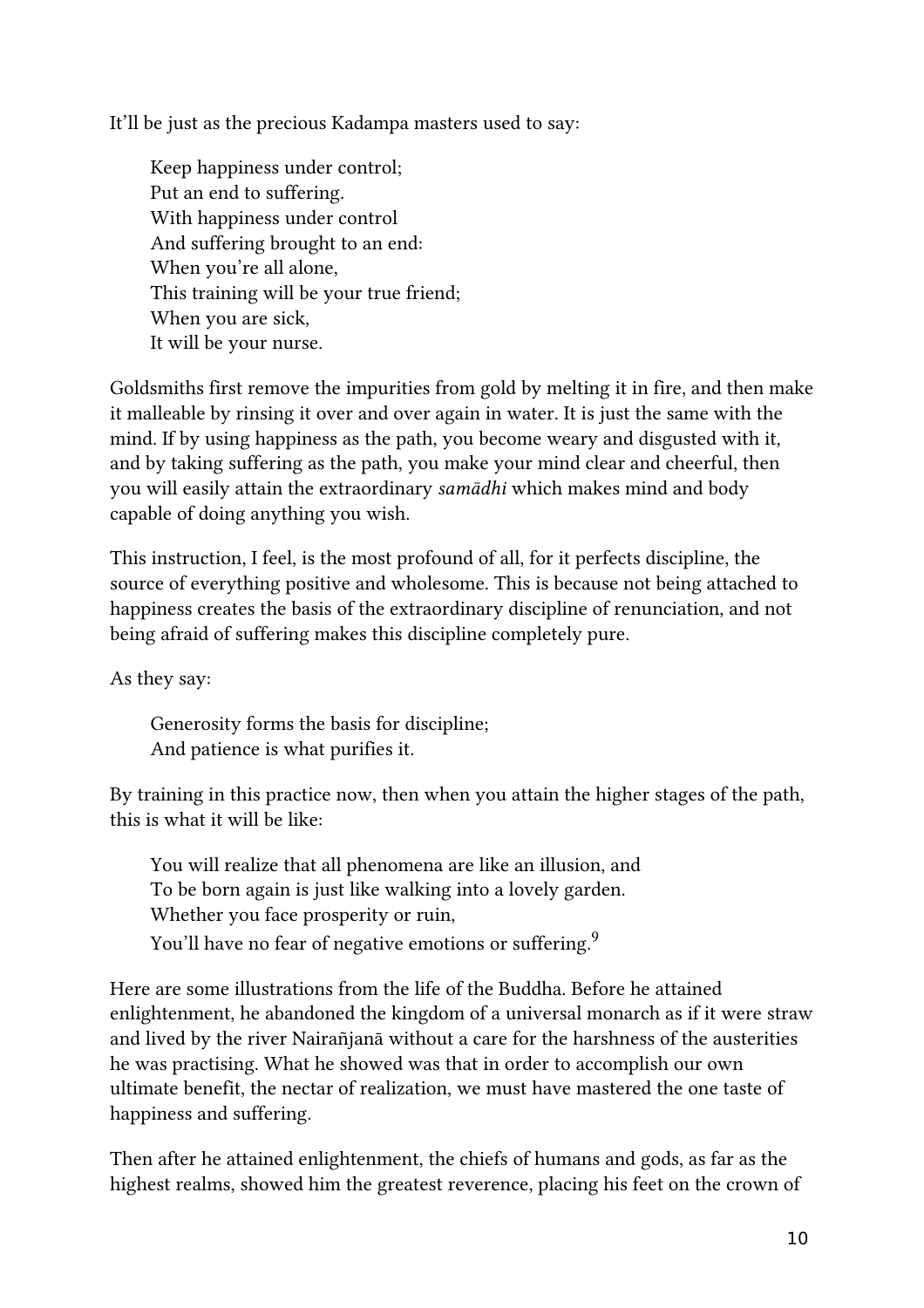It'll be just as the precious Kadampa masters used to say:

> Keep happiness under control;
> Put an end to suffering.
> With happiness under control
> And suffering brought to an end:
> When you're all alone,
> This training will be your true friend;
> When you are sick,
> It will be your nurse.

Goldsmiths first remove the impurities from gold by melting it in fire, and then make it malleable by rinsing it over and over again in water. It is just the same with the mind. If by using happiness as the path, you become weary and disgusted with it, and by taking suffering as the path, you make your mind clear and cheerful, then you will easily attain the extraordinary *samādhi* which makes mind and body capable of doing anything you wish.

This instruction, I feel, is the most profound of all, for it perfects discipline, the source of everything positive and wholesome. This is because not being attached to happiness creates the basis of the extraordinary discipline of renunciation, and not being afraid of suffering makes this discipline completely pure.

As they say:

> Generosity forms the basis for discipline;
> And patience is what purifies it.

By training in this practice now, then when you attain the higher stages of the path, this is what it will be like:

> You will realize that all phenomena are like an illusion, and
> To be born again is just like walking into a lovely garden.
> Whether you face prosperity or ruin,
> You'll have no fear of negative emotions or suffering.[9]

Here are some illustrations from the life of the Buddha. Before he attained enlightenment, he abandoned the kingdom of a universal monarch as if it were straw and lived by the river Nairañjanā without a care for the harshness of the austerities he was practising. What he showed was that in order to accomplish our own ultimate benefit, the nectar of realization, we must have mastered the one taste of happiness and suffering.

Then after he attained enlightenment, the chiefs of humans and gods, as far as the highest realms, showed him the greatest reverence, placing his feet on the crown of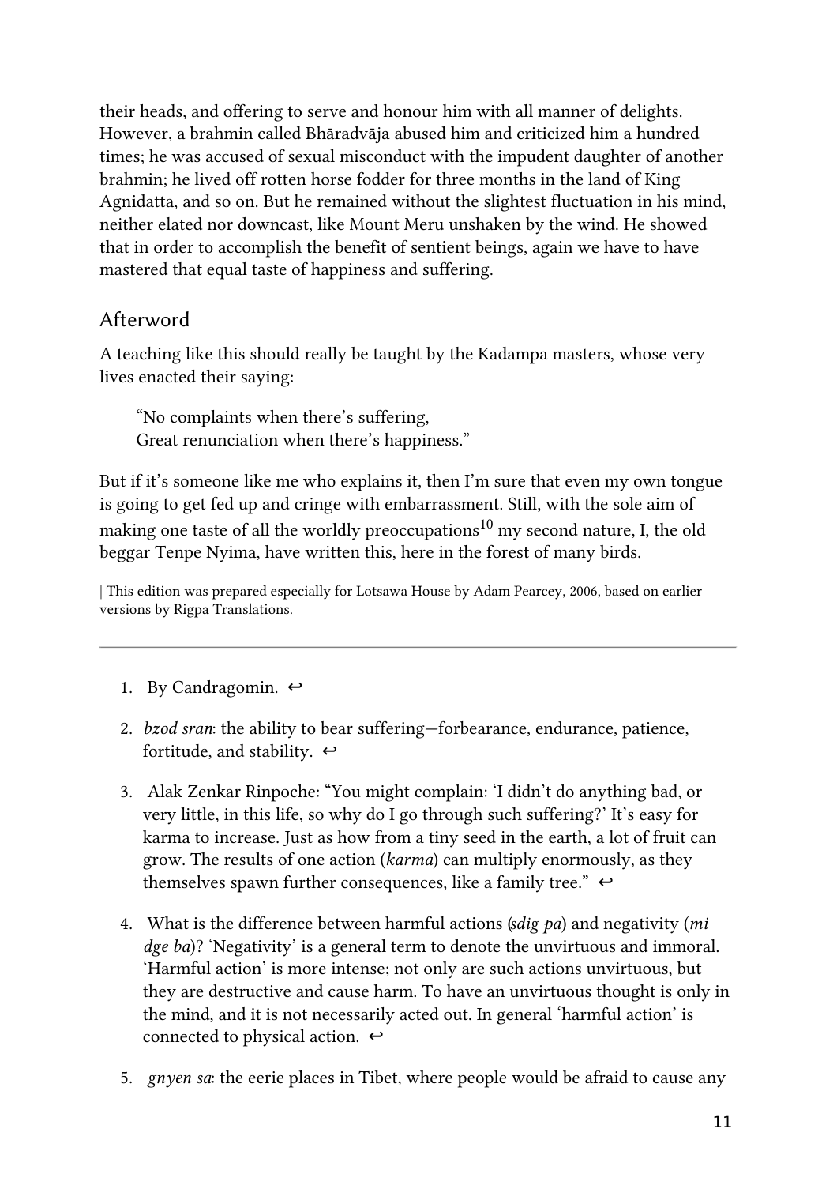their heads, and offering to serve and honour him with all manner of delights. However, a brahmin called Bhāradvāja abused him and criticized him a hundred times; he was accused of sexual misconduct with the impudent daughter of another brahmin; he lived off rotten horse fodder for three months in the land of King Agnidatta, and so on. But he remained without the slightest fluctuation in his mind, neither elated nor downcast, like Mount Meru unshaken by the wind. He showed that in order to accomplish the benefit of sentient beings, again we have to have mastered that equal taste of happiness and suffering.

## Afterword

A teaching like this should really be taught by the Kadampa masters, whose very lives enacted their saying:

> "No complaints when there's suffering,
> Great renunciation when there's happiness."

But if it's someone like me who explains it, then I'm sure that even my own tongue is going to get fed up and cringe with embarrassment. Still, with the sole aim of making one taste of all the worldly preoccupations[10] my second nature, I, the old beggar Tenpe Nyima, have written this, here in the forest of many birds.

| This edition was prepared especially for Lotsawa House by Adam Pearcey, 2006, based on earlier versions by Rigpa Translations.

---

1. By Candragomin. ↩
2. *bzod sran*: the ability to bear suffering—forbearance, endurance, patience, fortitude, and stability. ↩
3. Alak Zenkar Rinpoche: "You might complain: 'I didn't do anything bad, or very little, in this life, so why do I go through such suffering?' It's easy for karma to increase. Just as how from a tiny seed in the earth, a lot of fruit can grow. The results of one action (*karma*) can multiply enormously, as they themselves spawn further consequences, like a family tree." ↩
4. What is the difference between harmful actions (*sdig pa*) and negativity (*mi dge ba*)? 'Negativity' is a general term to denote the unvirtuous and immoral. 'Harmful action' is more intense; not only are such actions unvirtuous, but they are destructive and cause harm. To have an unvirtuous thought is only in the mind, and it is not necessarily acted out. In general 'harmful action' is connected to physical action. ↩
5. *gnyen sa*: the eerie places in Tibet, where people would be afraid to cause any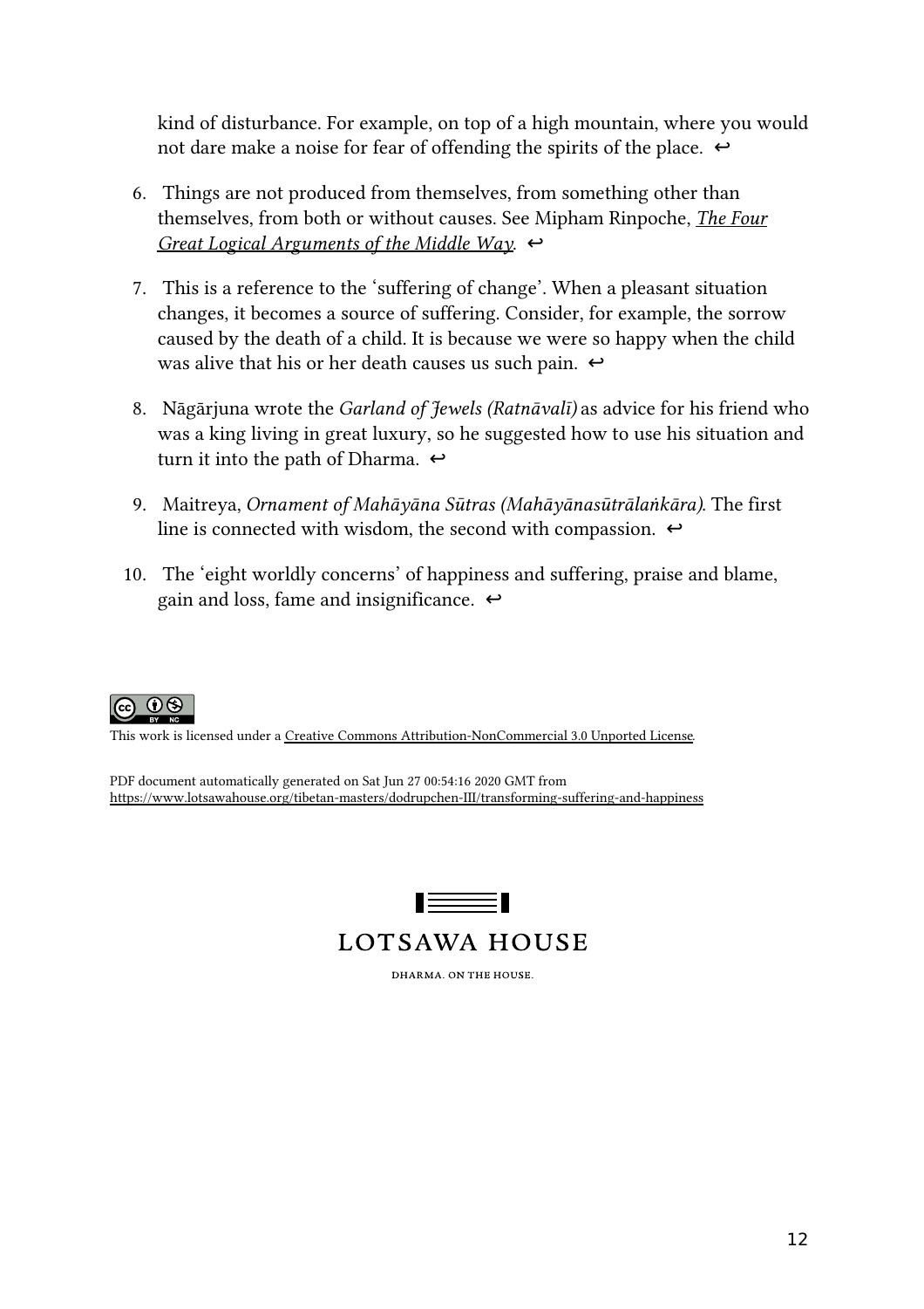kind of disturbance. For example, on top of a high mountain, where you would not dare make a noise for fear of offending the spirits of the place. ↩

6. Things are not produced from themselves, from something other than themselves, from both or without causes. See Mipham Rinpoche, *The Four Great Logical Arguments of the Middle Way*. ↩

7. This is a reference to the 'suffering of change'. When a pleasant situation changes, it becomes a source of suffering. Consider, for example, the sorrow caused by the death of a child. It is because we were so happy when the child was alive that his or her death causes us such pain. ↩

8. Nāgārjuna wrote the *Garland of Jewels (Ratnāvalī)* as advice for his friend who was a king living in great luxury, so he suggested how to use his situation and turn it into the path of Dharma. ↩

9. Maitreya, *Ornament of Mahāyāna Sūtras (Mahāyānasūtrālaṅkāra)*. The first line is connected with wisdom, the second with compassion. ↩

10. The 'eight worldly concerns' of happiness and suffering, praise and blame, gain and loss, fame and insignificance. ↩

This work is licensed under a Creative Commons Attribution-NonCommercial 3.0 Unported License.

PDF document automatically generated on Sat Jun 27 00:54:16 2020 GMT from
https://www.lotsawahouse.org/tibetan-masters/dodrupchen-III/transforming-suffering-and-happiness

LOTSAWA HOUSE

DHARMA. ON THE HOUSE.